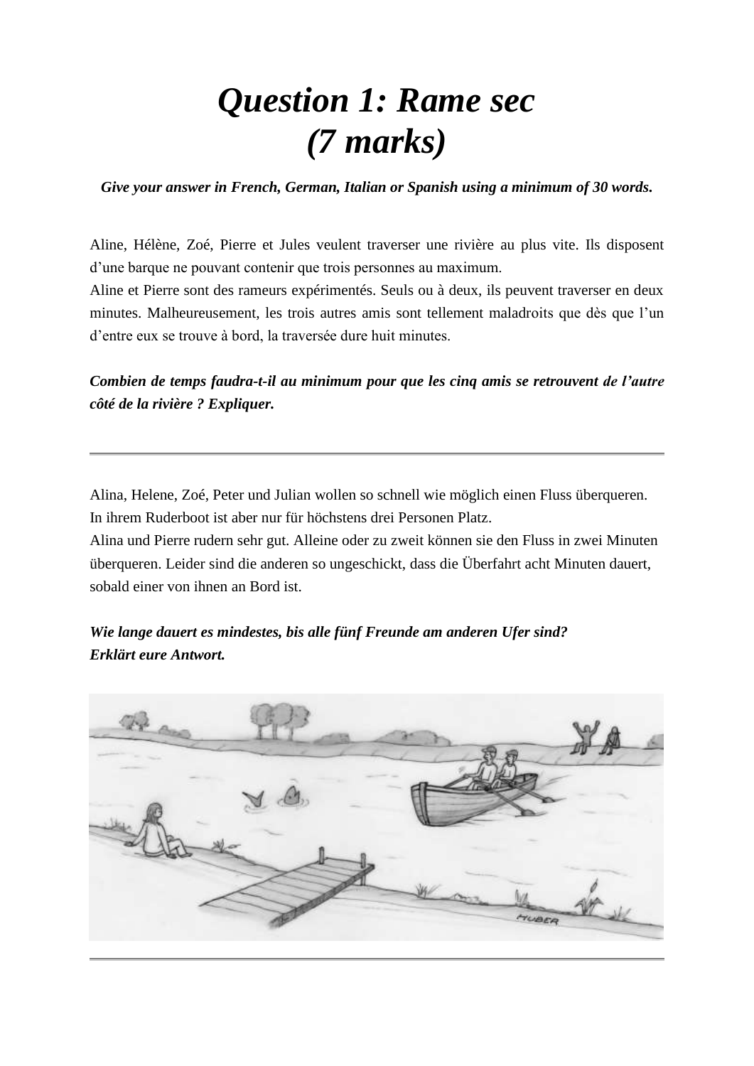# *Question 1: Rame sec*
# *(7 marks)*

***Give your answer in French, German, Italian or Spanish using a minimum of 30 words.***

Aline, Hélène, Zoé, Pierre et Jules veulent traverser une rivière au plus vite. Ils disposent d'une barque ne pouvant contenir que trois personnes au maximum.
Aline et Pierre sont des rameurs expérimentés. Seuls ou à deux, ils peuvent traverser en deux minutes. Malheureusement, les trois autres amis sont tellement maladroits que dès que l'un d'entre eux se trouve à bord, la traversée dure huit minutes.

***Combien de temps faudra-t-il au minimum pour que les cinq amis se retrouvent de l'autre côté de la rivière ? Expliquer.***

---

Alina, Helene, Zoé, Peter und Julian wollen so schnell wie möglich einen Fluss überqueren.
In ihrem Ruderboot ist aber nur für höchstens drei Personen Platz.
Alina und Pierre rudern sehr gut. Alleine oder zu zweit können sie den Fluss in zwei Minuten überqueren. Leider sind die anderen so ungeschickt, dass die Überfahrt acht Minuten dauert, sobald einer von ihnen an Bord ist.

***Wie lange dauert es mindestens, bis alle fünf Freunde am anderen Ufer sind?***
***Erklärt eure Antwort.***

---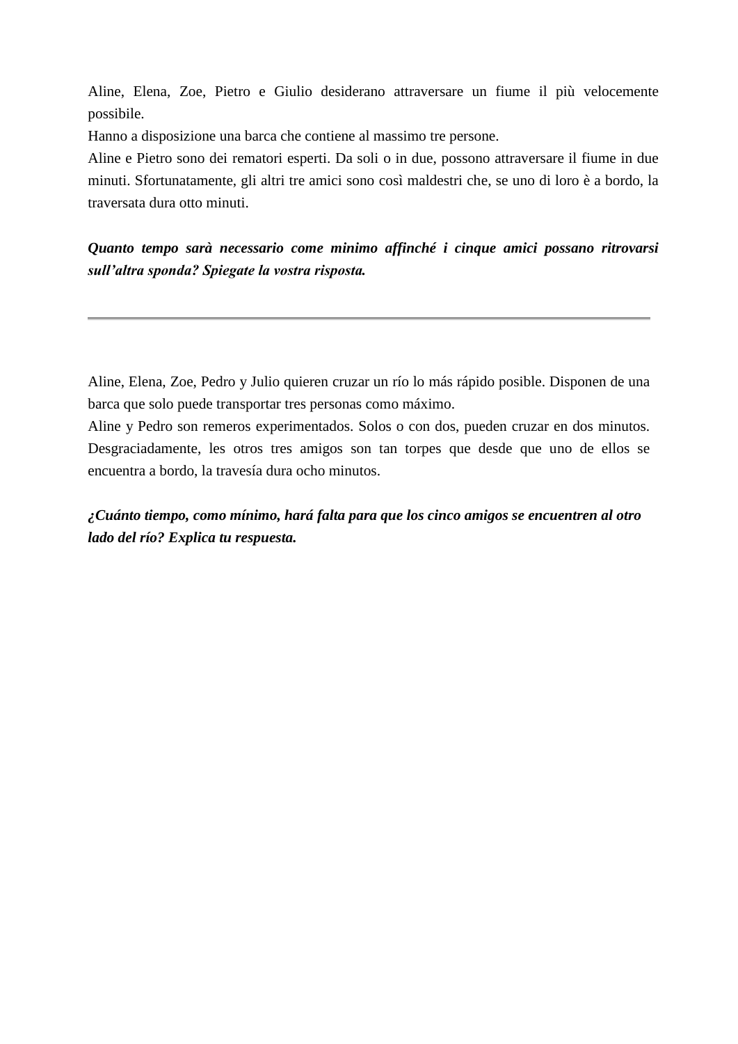Aline, Elena, Zoe, Pietro e Giulio desiderano attraversare un fiume il più velocemente possibile.
Hanno a disposizione una barca che contiene al massimo tre persone.
Aline e Pietro sono dei rematori esperti. Da soli o in due, possono attraversare il fiume in due minuti. Sfortunatamente, gli altri tre amici sono così maldestri che, se uno di loro è a bordo, la traversata dura otto minuti.

***Quanto tempo sarà necessario come minimo affinché i cinque amici possano ritrovarsi sull'altra sponda? Spiegate la vostra risposta.***

---

Aline, Elena, Zoe, Pedro y Julio quieren cruzar un río lo más rápido posible. Disponen de una barca que solo puede transportar tres personas como máximo.
Aline y Pedro son remeros experimentados. Solos o con dos, pueden cruzar en dos minutos. Desgraciadamente, les otros tres amigos son tan torpes que desde que uno de ellos se encuentra a bordo, la travesía dura ocho minutos.

***¿Cuánto tiempo, como mínimo, hará falta para que los cinco amigos se encuentren al otro lado del río? Explica tu respuesta.***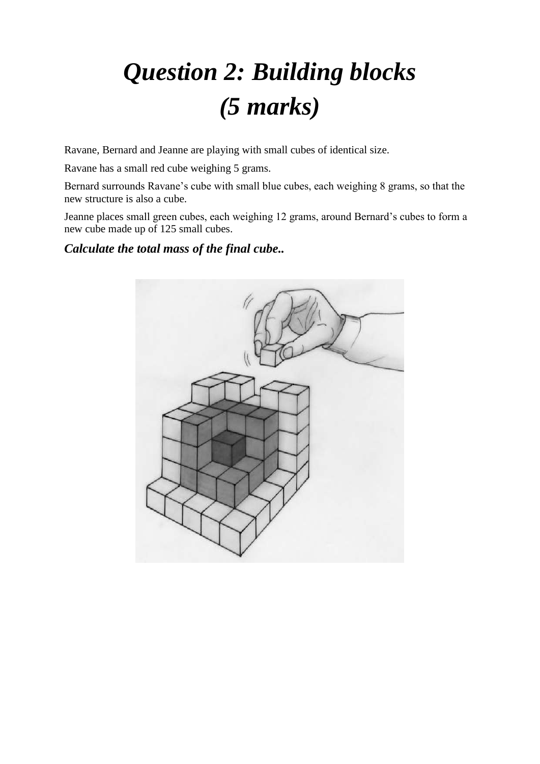# *Question 2: Building blocks (5 marks)*

Ravane, Bernard and Jeanne are playing with small cubes of identical size.

Ravane has a small red cube weighing 5 grams.

Bernard surrounds Ravane's cube with small blue cubes, each weighing 8 grams, so that the new structure is also a cube.

Jeanne places small green cubes, each weighing 12 grams, around Bernard's cubes to form a new cube made up of 125 small cubes.

***Calculate the total mass of the final cube..***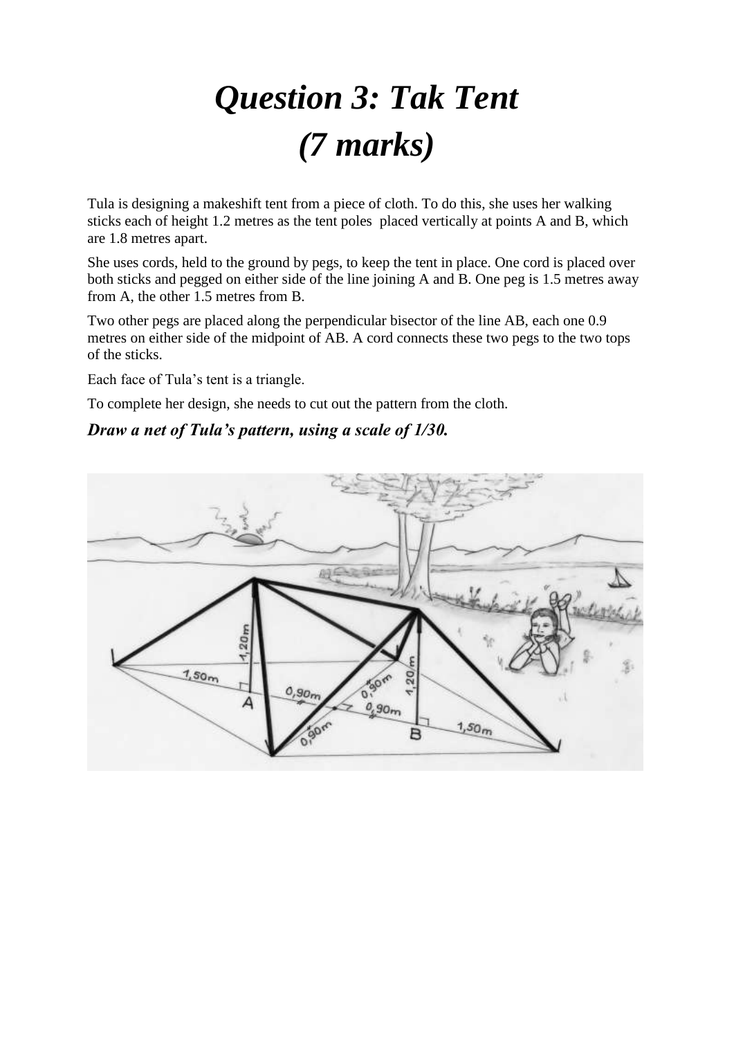# *Question 3: Tak Tent*
# *(7 marks)*

Tula is designing a makeshift tent from a piece of cloth. To do this, she uses her walking sticks each of height 1.2 metres as the tent poles placed vertically at points A and B, which are 1.8 metres apart.

She uses cords, held to the ground by pegs, to keep the tent in place. One cord is placed over both sticks and pegged on either side of the line joining A and B. One peg is 1.5 metres away from A, the other 1.5 metres from B.

Two other pegs are placed along the perpendicular bisector of the line AB, each one 0.9 metres on either side of the midpoint of AB. A cord connects these two pegs to the two tops of the sticks.

Each face of Tula's tent is a triangle.

To complete her design, she needs to cut out the pattern from the cloth.

***Draw a net of Tula's pattern, using a scale of 1/30.***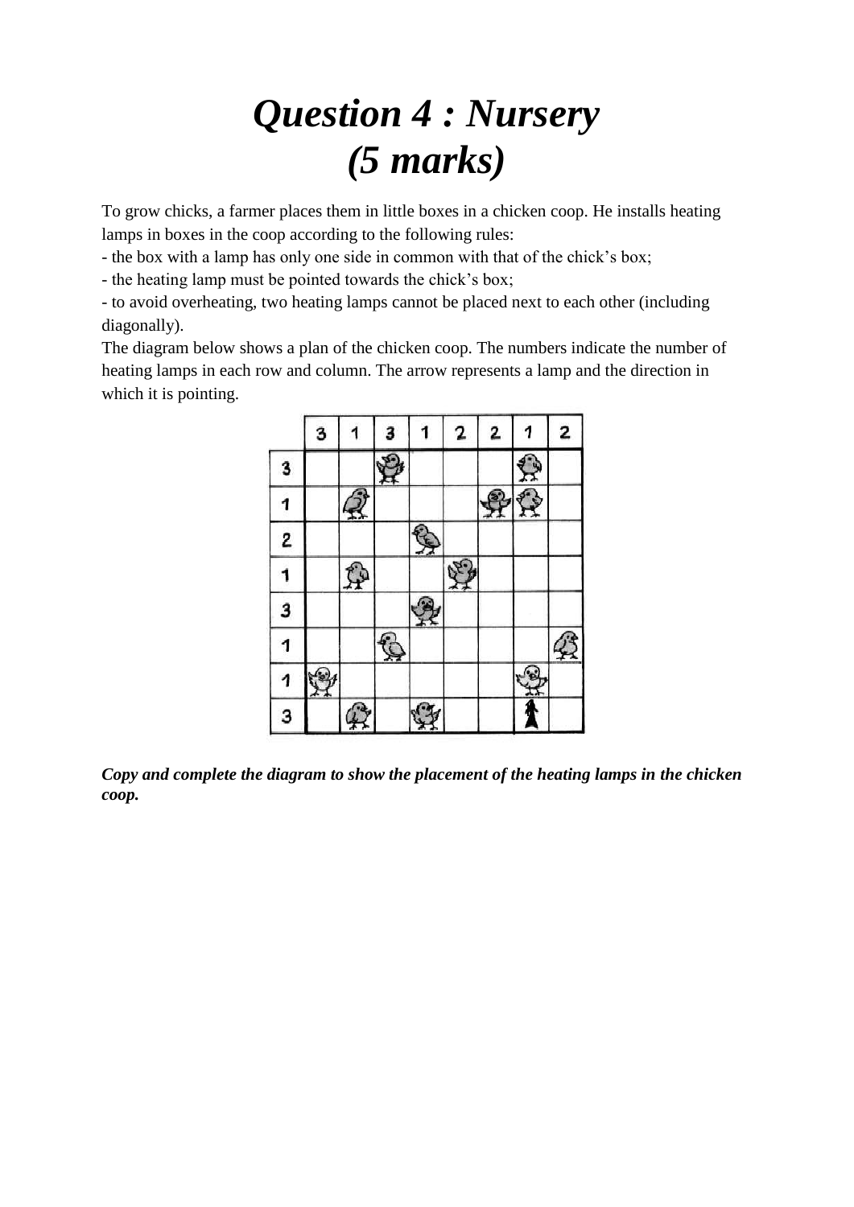# *Question 4 : Nursery*
# *(5 marks)*

To grow chicks, a farmer places them in little boxes in a chicken coop. He installs heating lamps in boxes in the coop according to the following rules:

- the box with a lamp has only one side in common with that of the chick's box;
- the heating lamp must be pointed towards the chick's box;
- to avoid overheating, two heating lamps cannot be placed next to each other (including diagonally).

The diagram below shows a plan of the chicken coop. The numbers indicate the number of heating lamps in each row and column. The arrow represents a lamp and the direction in which it is pointing.

|   | 3 | 1 | 3 | 1 | 2 | 2 | 1 | 2 |
|---|---|---|---|---|---|---|---|---|
| **3** | | | chick | | | | chick | |
| **1** | | chick | | | | chick | chick | |
| **2** | | | | chick | | | | |
| **1** | | chick | | | chick | | | |
| **3** | | | | chick | | | | |
| **1** | | | chick | | | | | chick |
| **1** | chick | | | | | | chick | |
| **3** | | chick | | chick | | | ↑ | |

***Copy and complete the diagram to show the placement of the heating lamps in the chicken coop.***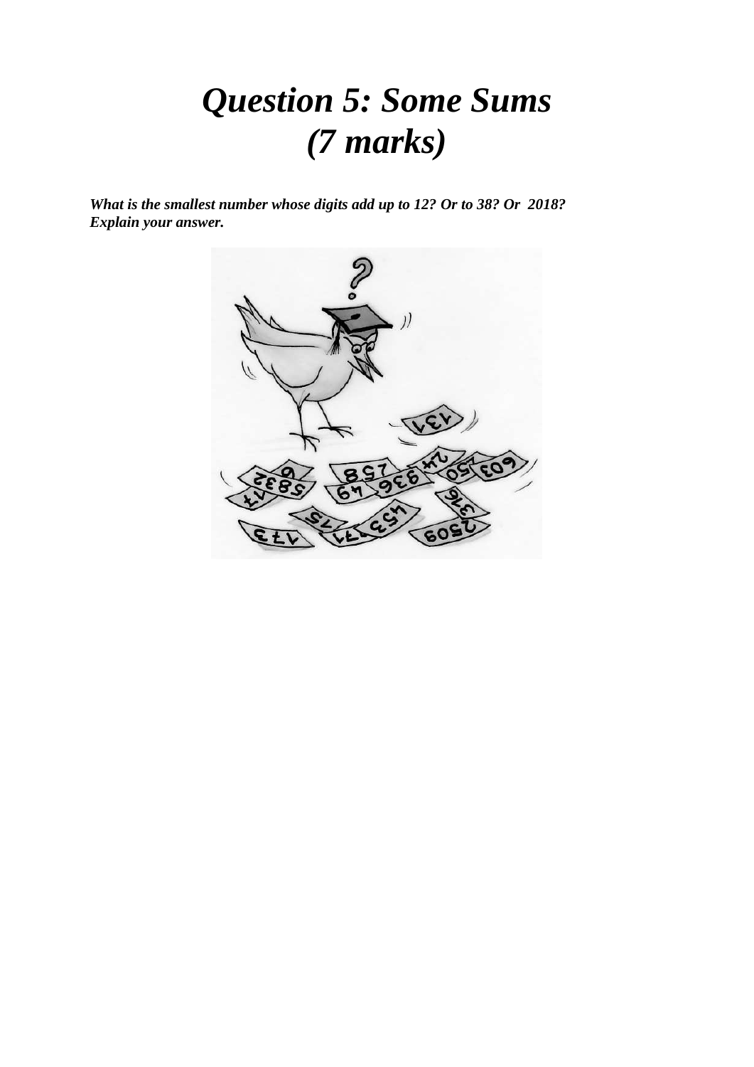# *Question 5: Some Sums (7 marks)*

***What is the smallest number whose digits add up to 12? Or to 38? Or 2018? Explain your answer.***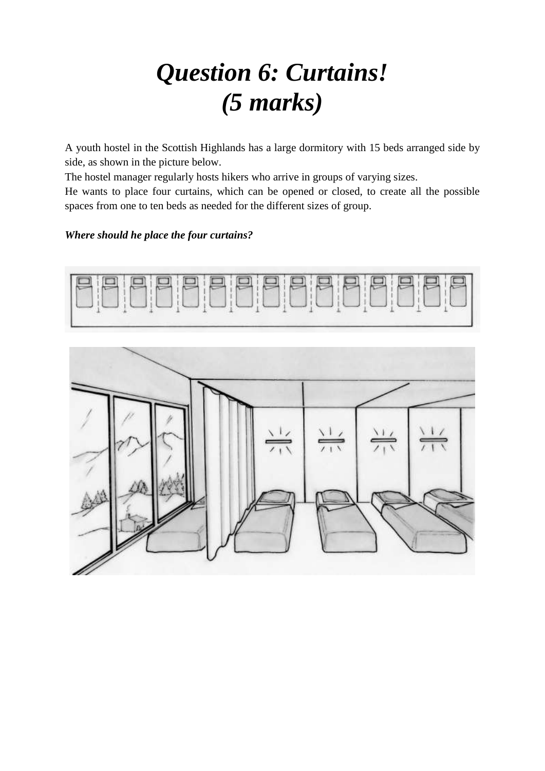# *Question 6: Curtains!*
# *(5 marks)*

A youth hostel in the Scottish Highlands has a large dormitory with 15 beds arranged side by side, as shown in the picture below.

The hostel manager regularly hosts hikers who arrive in groups of varying sizes.

He wants to place four curtains, which can be opened or closed, to create all the possible spaces from one to ten beds as needed for the different sizes of group.

***Where should he place the four curtains?***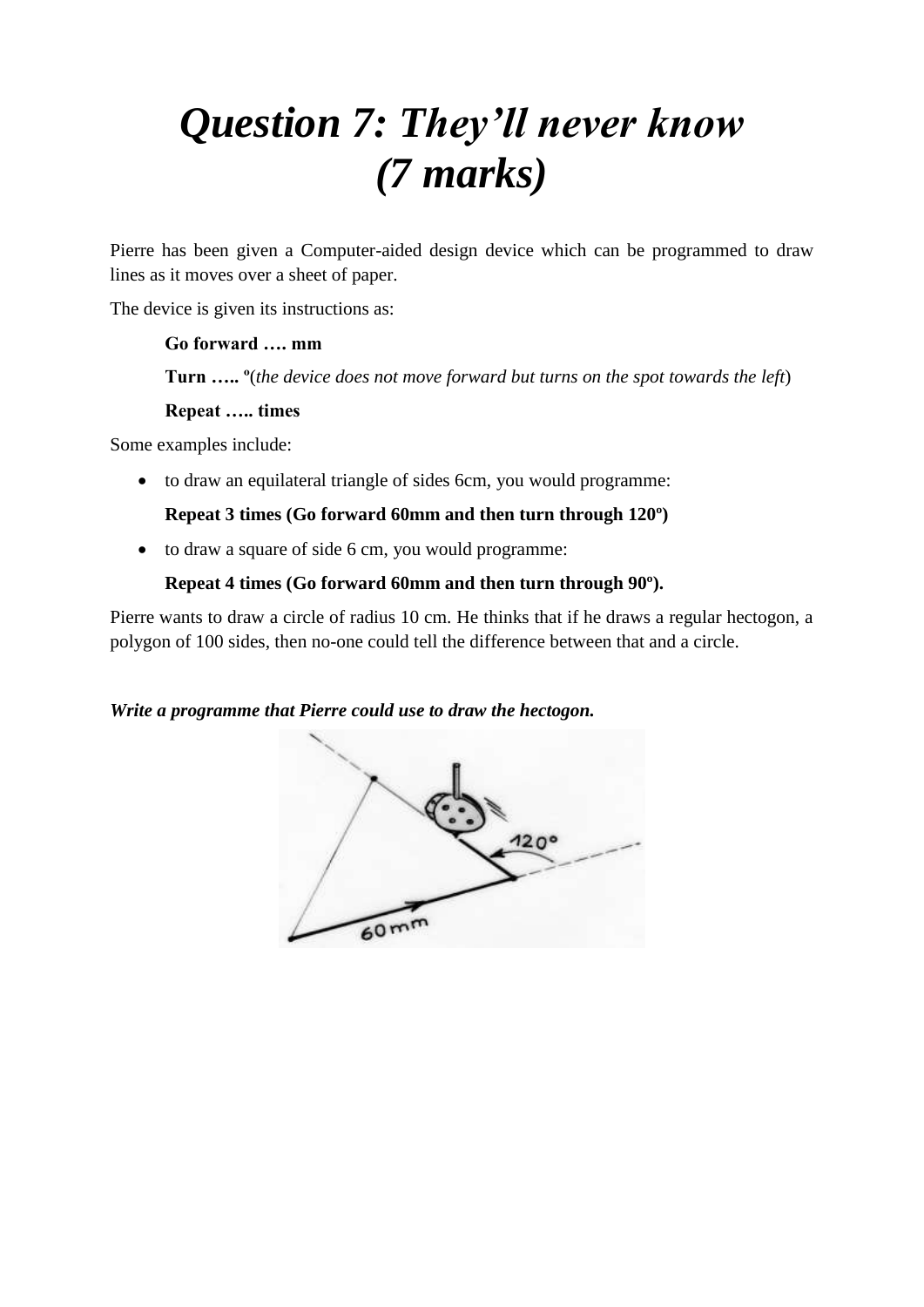# *Question 7: They'll never know (7 marks)*

Pierre has been given a Computer-aided design device which can be programmed to draw lines as it moves over a sheet of paper.

The device is given its instructions as:

> **Go forward …. mm**
>
> **Turn …..** º(*the device does not move forward but turns on the spot towards the left*)
>
> **Repeat ….. times**

Some examples include:

- to draw an equilateral triangle of sides 6cm, you would programme:

  **Repeat 3 times (Go forward 60mm and then turn through 120º)**

- to draw a square of side 6 cm, you would programme:

  **Repeat 4 times (Go forward 60mm and then turn through 90º).**

Pierre wants to draw a circle of radius 10 cm. He thinks that if he draws a regular hectogon, a polygon of 100 sides, then no-one could tell the difference between that and a circle.

***Write a programme that Pierre could use to draw the hectogon.***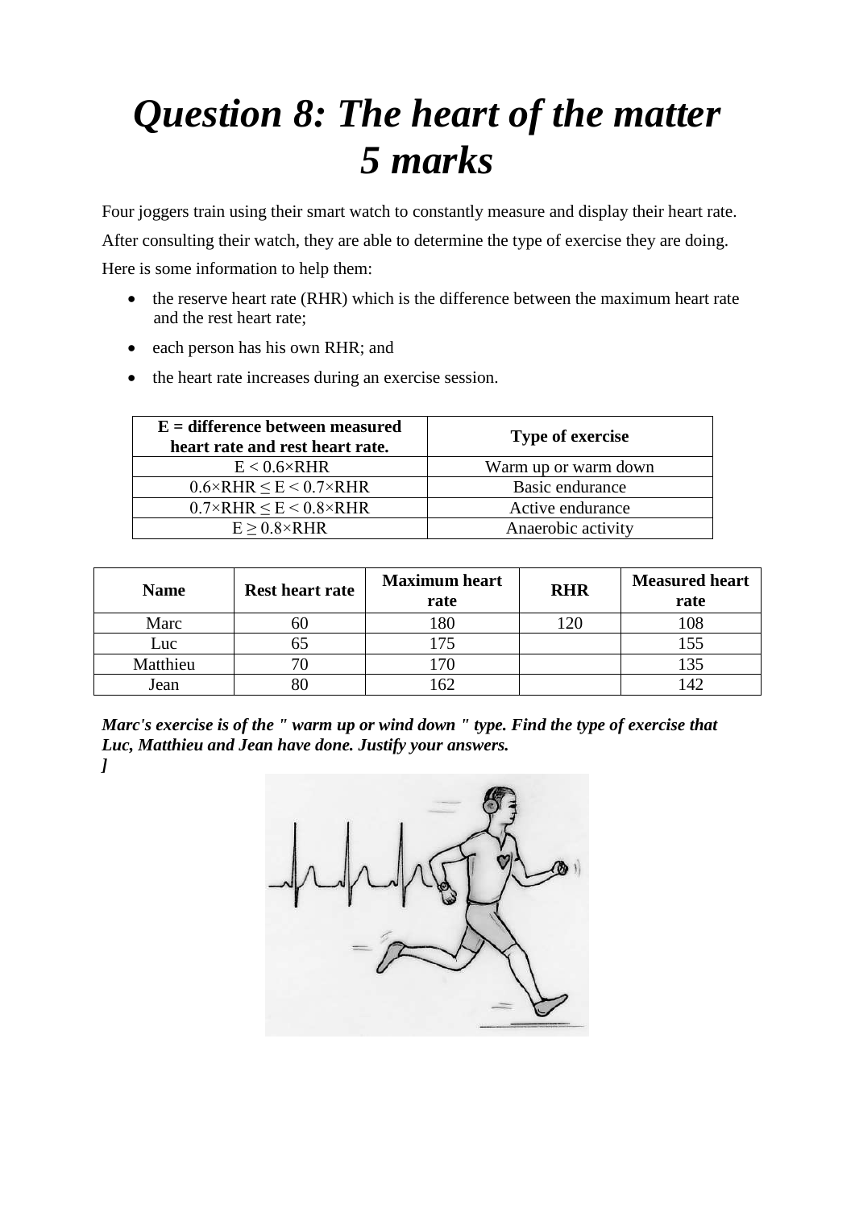# *Question 8: The heart of the matter 5 marks*

Four joggers train using their smart watch to constantly measure and display their heart rate. After consulting their watch, they are able to determine the type of exercise they are doing. Here is some information to help them:

- the reserve heart rate (RHR) which is the difference between the maximum heart rate and the rest heart rate;
- each person has his own RHR; and
- the heart rate increases during an exercise session.

| **E = difference between measured heart rate and rest heart rate.** | **Type of exercise** |
|---|---|
| $E < 0.6\times RHR$ | Warm up or warm down |
| $0.6\times RHR \leq E < 0.7\times RHR$ | Basic endurance |
| $0.7\times RHR \leq E < 0.8\times RHR$ | Active endurance |
| $E \geq 0.8\times RHR$ | Anaerobic activity |

| **Name** | **Rest heart rate** | **Maximum heart rate** | **RHR** | **Measured heart rate** |
|---|---|---|---|---|
| Marc | 60 | 180 | 120 | 108 |
| Luc | 65 | 175 | | 155 |
| Matthieu | 70 | 170 | | 135 |
| Jean | 80 | 162 | | 142 |

***Marc's exercise is of the " warm up or wind down " type. Find the type of exercise that Luc, Matthieu and Jean have done. Justify your answers.***
***]***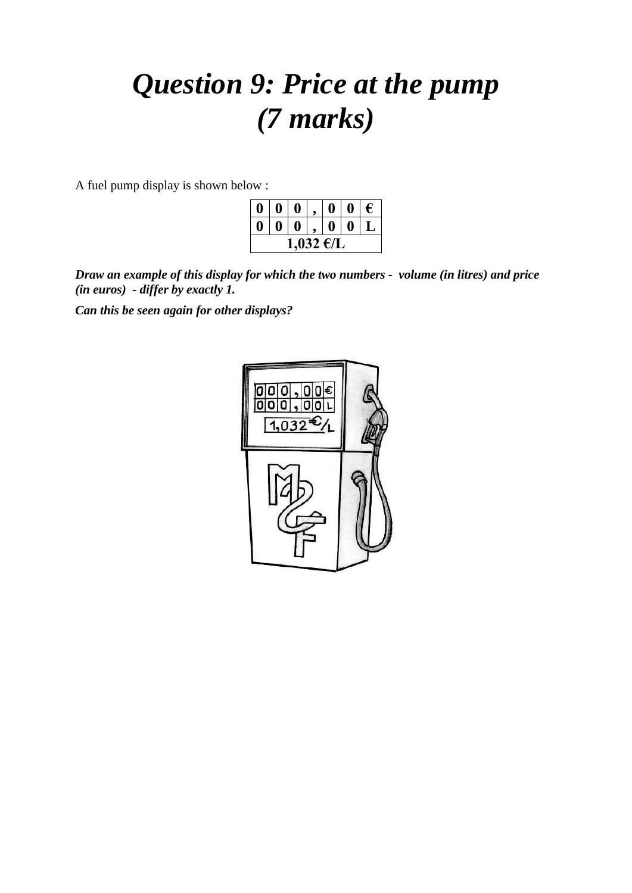# *Question 9: Price at the pump (7 marks)*

A fuel pump display is shown below :

| 0 | 0 | 0 | , | 0 | 0 | € |
|---|---|---|---|---|---|---|
| 0 | 0 | 0 | , | 0 | 0 | L |
| 1,032 €/L | | | | | | |

***Draw an example of this display for which the two numbers - volume (in litres) and price (in euros) - differ by exactly 1.***

***Can this be seen again for other displays?***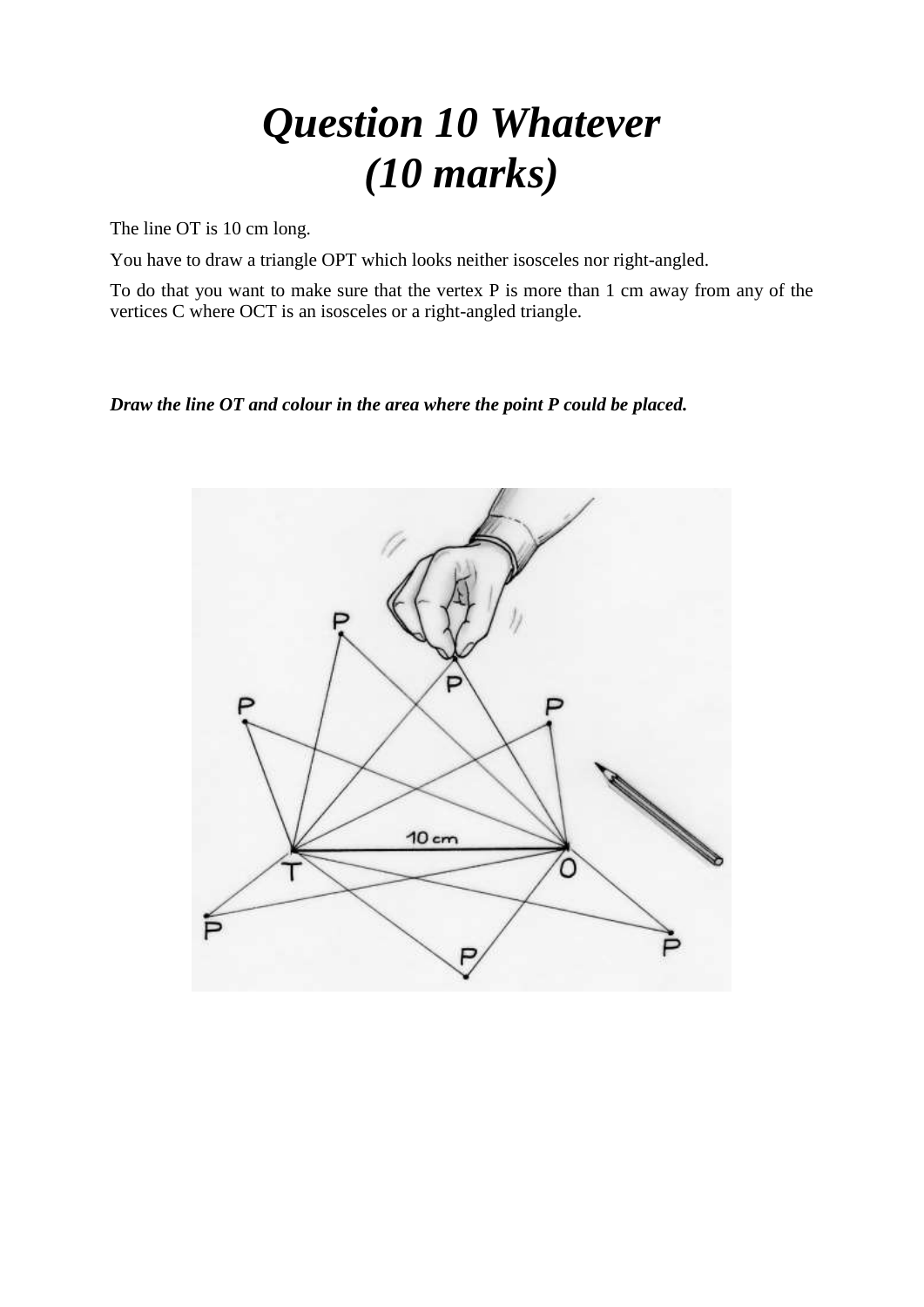# *Question 10 Whatever (10 marks)*

The line OT is 10 cm long.

You have to draw a triangle OPT which looks neither isosceles nor right-angled.

To do that you want to make sure that the vertex P is more than 1 cm away from any of the vertices C where OCT is an isosceles or a right-angled triangle.

***Draw the line OT and colour in the area where the point P could be placed.***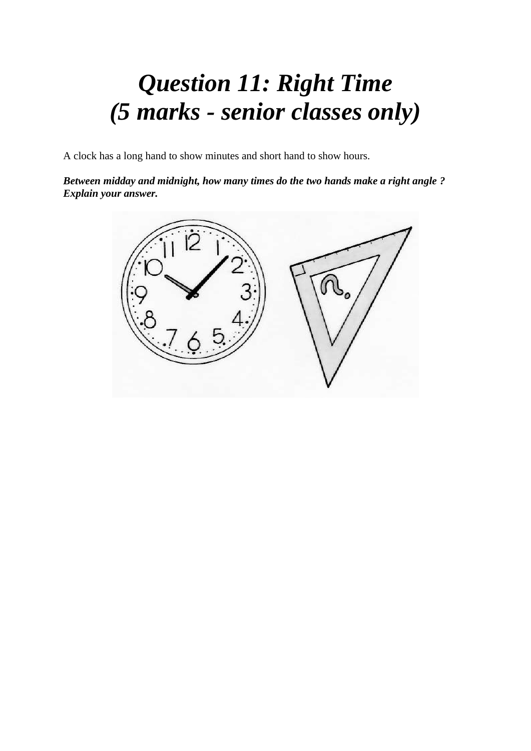# *Question 11: Right Time (5 marks - senior classes only)*

A clock has a long hand to show minutes and short hand to show hours.

***Between midday and midnight, how many times do the two hands make a right angle ? Explain your answer.***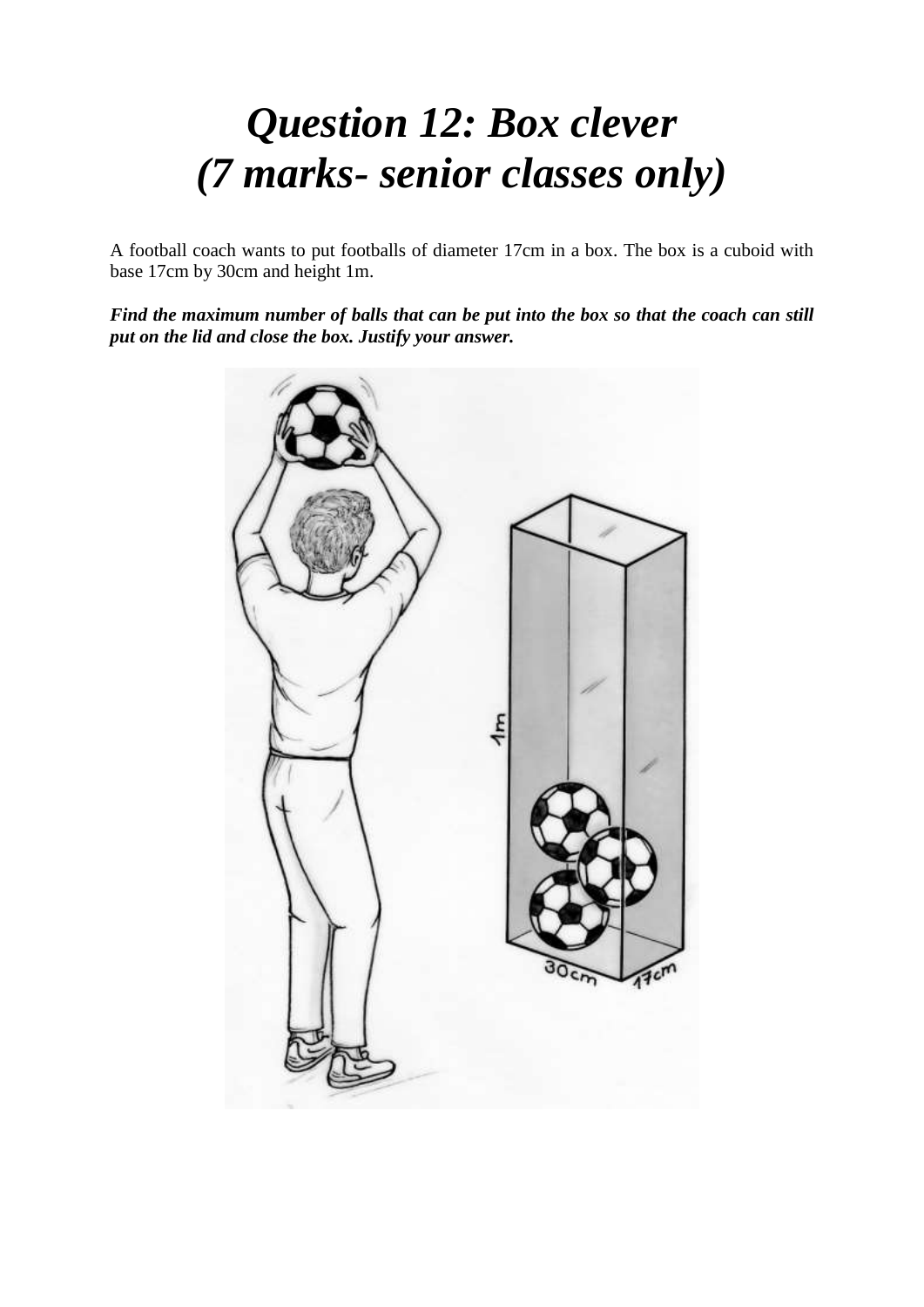# *Question 12: Box clever (7 marks- senior classes only)*

A football coach wants to put footballs of diameter 17cm in a box. The box is a cuboid with base 17cm by 30cm and height 1m.

***Find the maximum number of balls that can be put into the box so that the coach can still put on the lid and close the box. Justify your answer.***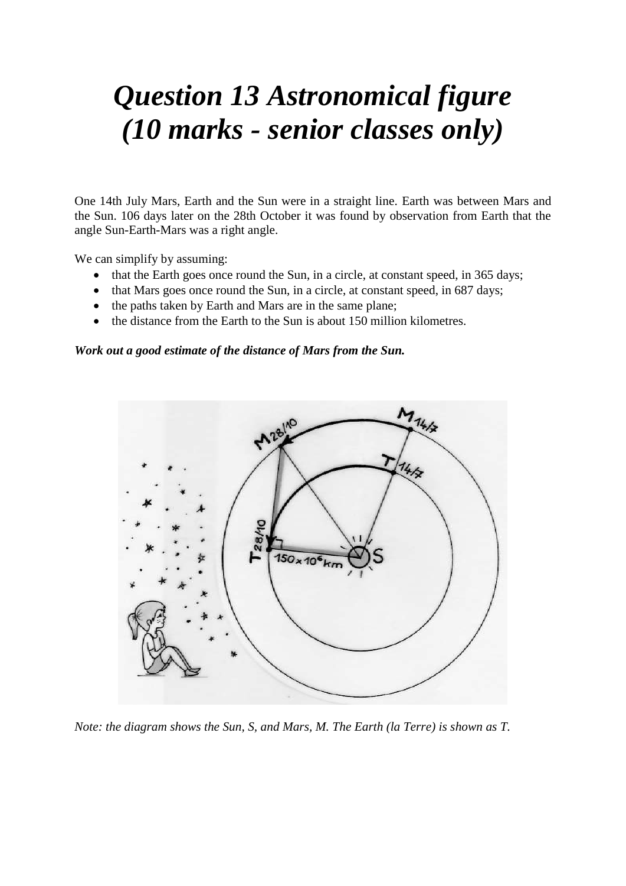# *Question 13 Astronomical figure (10 marks - senior classes only)*

One 14th July Mars, Earth and the Sun were in a straight line. Earth was between Mars and the Sun. 106 days later on the 28th October it was found by observation from Earth that the angle Sun-Earth-Mars was a right angle.

We can simplify by assuming:

- that the Earth goes once round the Sun, in a circle, at constant speed, in 365 days;
- that Mars goes once round the Sun, in a circle, at constant speed, in 687 days;
- the paths taken by Earth and Mars are in the same plane;
- the distance from the Earth to the Sun is about 150 million kilometres.

***Work out a good estimate of the distance of Mars from the Sun.***

*Note: the diagram shows the Sun, S, and Mars, M. The Earth (la Terre) is shown as T.*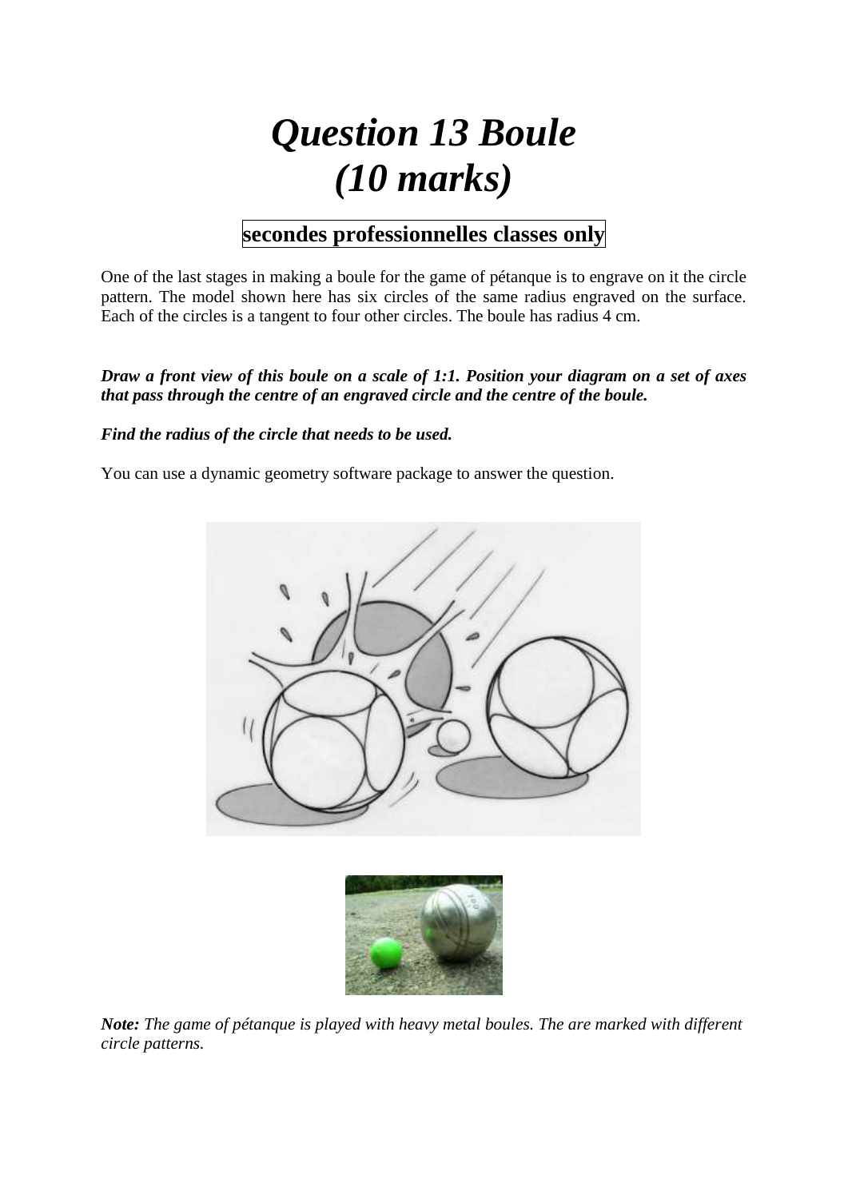# *Question 13 Boule (10 marks)*

## secondes professionnelles classes only

One of the last stages in making a boule for the game of pétanque is to engrave on it the circle pattern. The model shown here has six circles of the same radius engraved on the surface. Each of the circles is a tangent to four other circles. The boule has radius 4 cm.

***Draw a front view of this boule on a scale of 1:1. Position your diagram on a set of axes that pass through the centre of an engraved circle and the centre of the boule.***

***Find the radius of the circle that needs to be used.***

You can use a dynamic geometry software package to answer the question.

***Note:*** *The game of pétanque is played with heavy metal boules. The are marked with different circle patterns.*